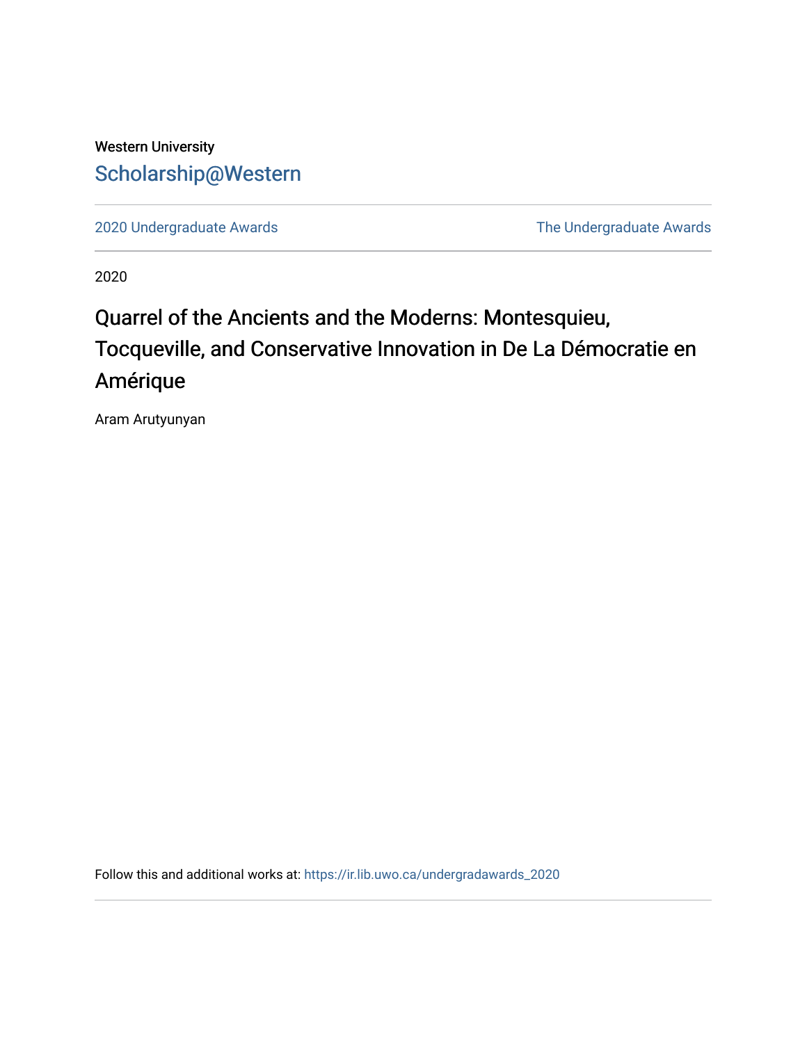Western University

# Scholarship@Western

2020 Undergraduate Awards

The Undergraduate Awards

2020

## Quarrel of the Ancients and the Moderns: Montesquieu, Tocqueville, and Conservative Innovation in De La Démocratie en Amérique

Aram Arutyunyan

Follow this and additional works at: https://ir.lib.uwo.ca/undergradawards_2020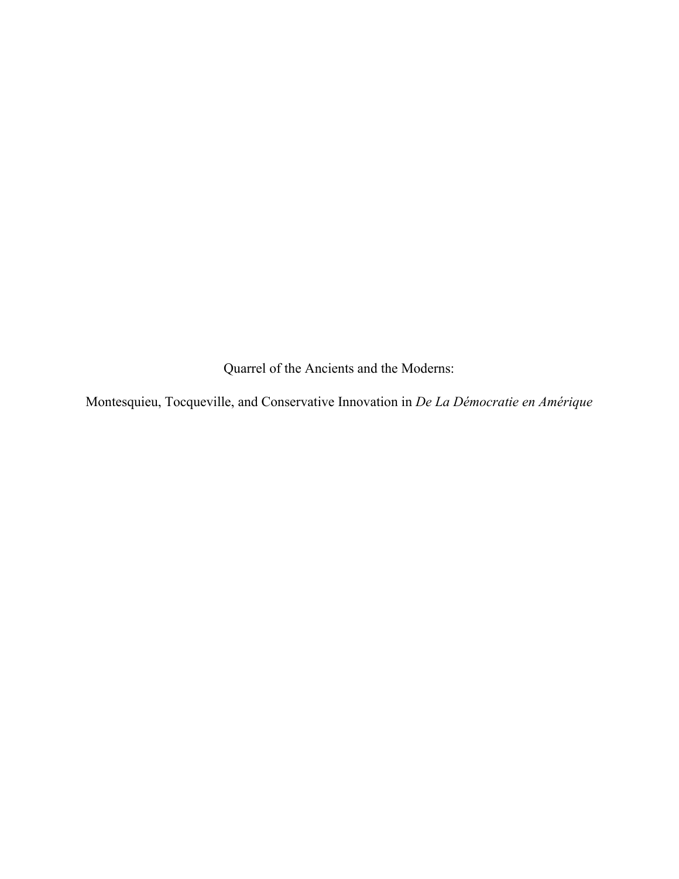# Quarrel of the Ancients and the Moderns:

## Montesquieu, Tocqueville, and Conservative Innovation in *De La Démocratie en Amérique*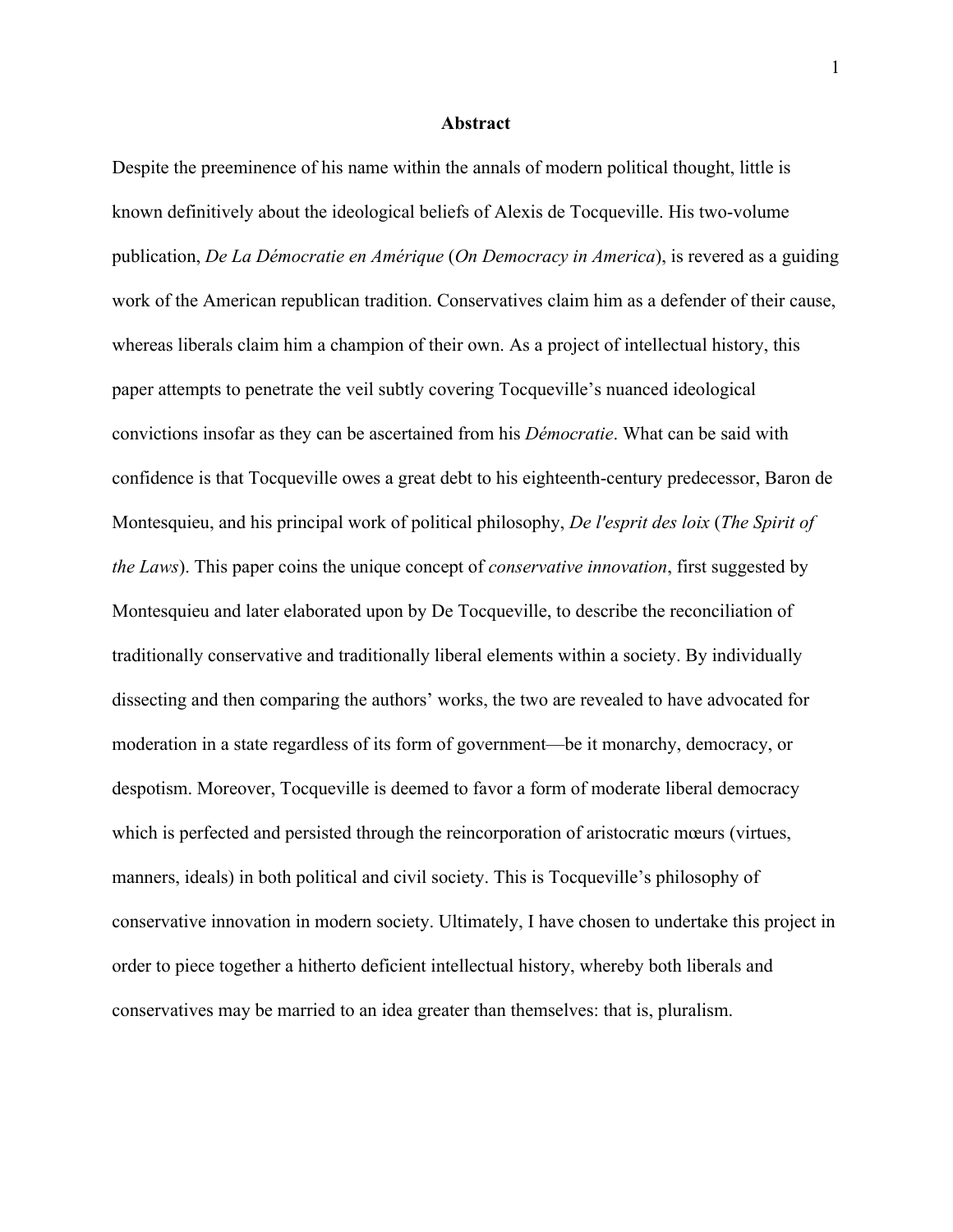# Abstract

Despite the preeminence of his name within the annals of modern political thought, little is known definitively about the ideological beliefs of Alexis de Tocqueville. His two-volume publication, *De La Démocratie en Amérique* (*On Democracy in America*), is revered as a guiding work of the American republican tradition. Conservatives claim him as a defender of their cause, whereas liberals claim him a champion of their own. As a project of intellectual history, this paper attempts to penetrate the veil subtly covering Tocqueville's nuanced ideological convictions insofar as they can be ascertained from his *Démocratie*. What can be said with confidence is that Tocqueville owes a great debt to his eighteenth-century predecessor, Baron de Montesquieu, and his principal work of political philosophy, *De l'esprit des loix* (*The Spirit of the Laws*). This paper coins the unique concept of *conservative innovation*, first suggested by Montesquieu and later elaborated upon by De Tocqueville, to describe the reconciliation of traditionally conservative and traditionally liberal elements within a society. By individually dissecting and then comparing the authors' works, the two are revealed to have advocated for moderation in a state regardless of its form of government—be it monarchy, democracy, or despotism. Moreover, Tocqueville is deemed to favor a form of moderate liberal democracy which is perfected and persisted through the reincorporation of aristocratic mœurs (virtues, manners, ideals) in both political and civil society. This is Tocqueville's philosophy of conservative innovation in modern society. Ultimately, I have chosen to undertake this project in order to piece together a hitherto deficient intellectual history, whereby both liberals and conservatives may be married to an idea greater than themselves: that is, pluralism.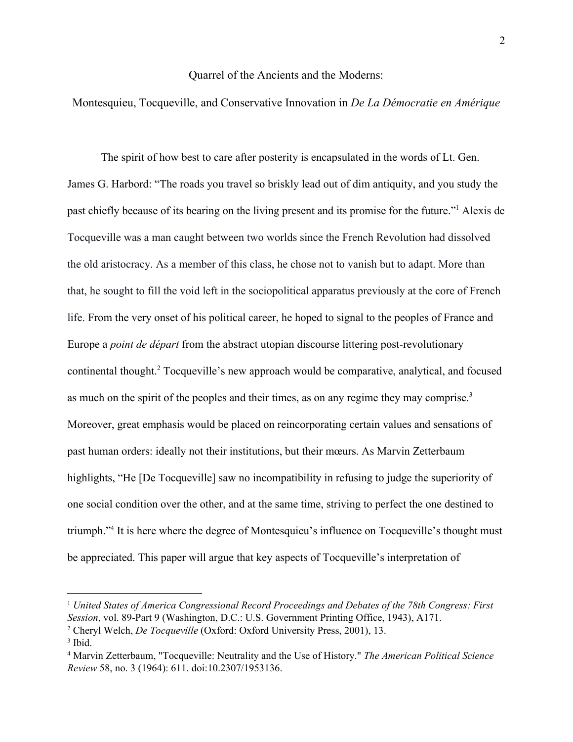Quarrel of the Ancients and the Moderns:

Montesquieu, Tocqueville, and Conservative Innovation in *De La Démocratie en Amérique*

The spirit of how best to care after posterity is encapsulated in the words of Lt. Gen. James G. Harbord: "The roads you travel so briskly lead out of dim antiquity, and you study the past chiefly because of its bearing on the living present and its promise for the future."[1] Alexis de Tocqueville was a man caught between two worlds since the French Revolution had dissolved the old aristocracy. As a member of this class, he chose not to vanish but to adapt. More than that, he sought to fill the void left in the sociopolitical apparatus previously at the core of French life. From the very onset of his political career, he hoped to signal to the peoples of France and Europe a *point de départ* from the abstract utopian discourse littering post-revolutionary continental thought.[2] Tocqueville's new approach would be comparative, analytical, and focused as much on the spirit of the peoples and their times, as on any regime they may comprise.[3] Moreover, great emphasis would be placed on reincorporating certain values and sensations of past human orders: ideally not their institutions, but their mœurs. As Marvin Zetterbaum highlights, "He [De Tocqueville] saw no incompatibility in refusing to judge the superiority of one social condition over the other, and at the same time, striving to perfect the one destined to triumph."[4] It is here where the degree of Montesquieu's influence on Tocqueville's thought must be appreciated. This paper will argue that key aspects of Tocqueville's interpretation of

---

[1] *United States of America Congressional Record Proceedings and Debates of the 78th Congress: First Session*, vol. 89-Part 9 (Washington, D.C.: U.S. Government Printing Office, 1943), A171.

[2] Cheryl Welch, *De Tocqueville* (Oxford: Oxford University Press, 2001), 13.

[3] Ibid.

[4] Marvin Zetterbaum, "Tocqueville: Neutrality and the Use of History." *The American Political Science Review* 58, no. 3 (1964): 611. doi:10.2307/1953136.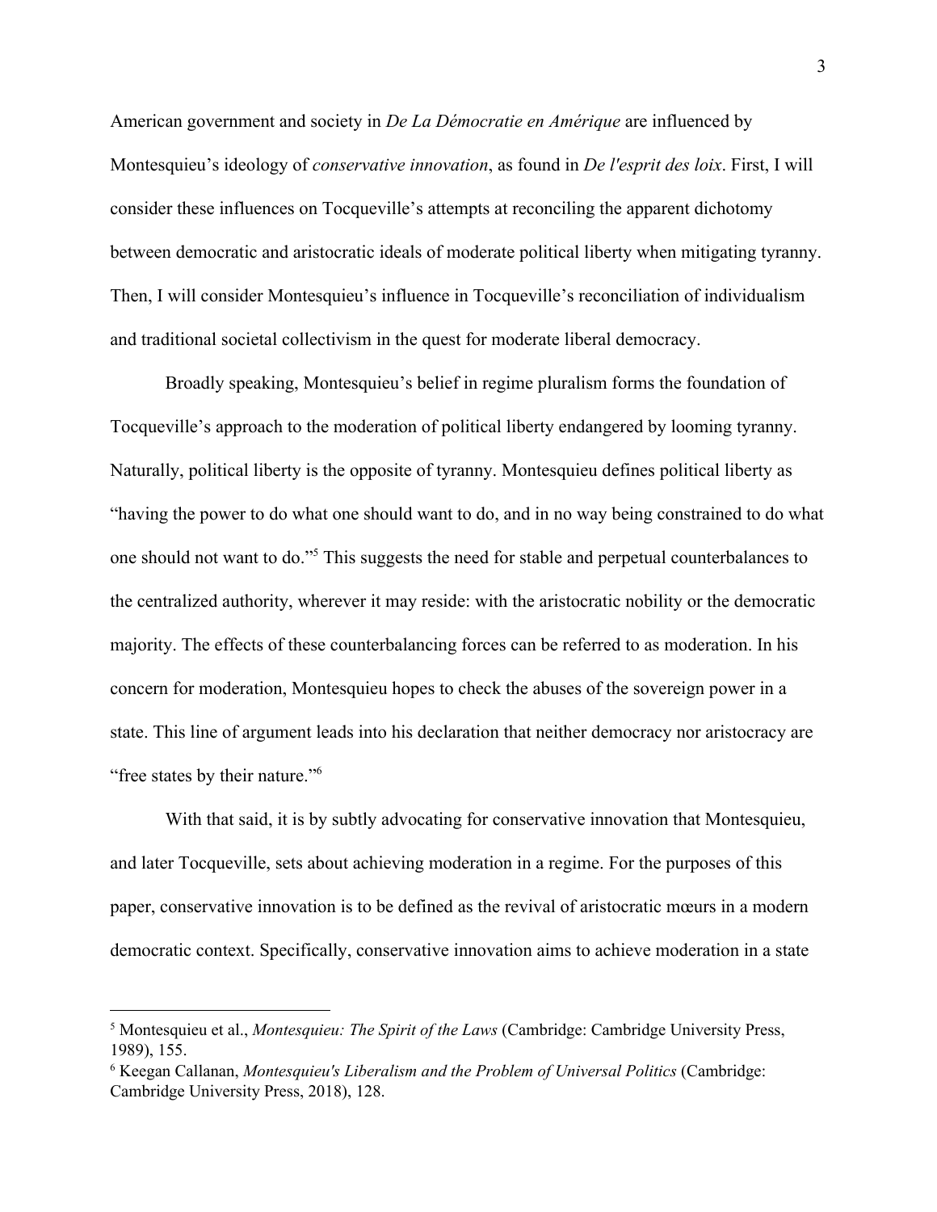American government and society in *De La Démocratie en Amérique* are influenced by Montesquieu's ideology of *conservative innovation*, as found in *De l'esprit des loix*. First, I will consider these influences on Tocqueville's attempts at reconciling the apparent dichotomy between democratic and aristocratic ideals of moderate political liberty when mitigating tyranny. Then, I will consider Montesquieu's influence in Tocqueville's reconciliation of individualism and traditional societal collectivism in the quest for moderate liberal democracy.

Broadly speaking, Montesquieu's belief in regime pluralism forms the foundation of Tocqueville's approach to the moderation of political liberty endangered by looming tyranny. Naturally, political liberty is the opposite of tyranny. Montesquieu defines political liberty as "having the power to do what one should want to do, and in no way being constrained to do what one should not want to do."[5] This suggests the need for stable and perpetual counterbalances to the centralized authority, wherever it may reside: with the aristocratic nobility or the democratic majority. The effects of these counterbalancing forces can be referred to as moderation. In his concern for moderation, Montesquieu hopes to check the abuses of the sovereign power in a state. This line of argument leads into his declaration that neither democracy nor aristocracy are "free states by their nature."[6]

With that said, it is by subtly advocating for conservative innovation that Montesquieu, and later Tocqueville, sets about achieving moderation in a regime. For the purposes of this paper, conservative innovation is to be defined as the revival of aristocratic mœurs in a modern democratic context. Specifically, conservative innovation aims to achieve moderation in a state

---

[5] Montesquieu et al., *Montesquieu: The Spirit of the Laws* (Cambridge: Cambridge University Press, 1989), 155.

[6] Keegan Callanan, *Montesquieu's Liberalism and the Problem of Universal Politics* (Cambridge: Cambridge University Press, 2018), 128.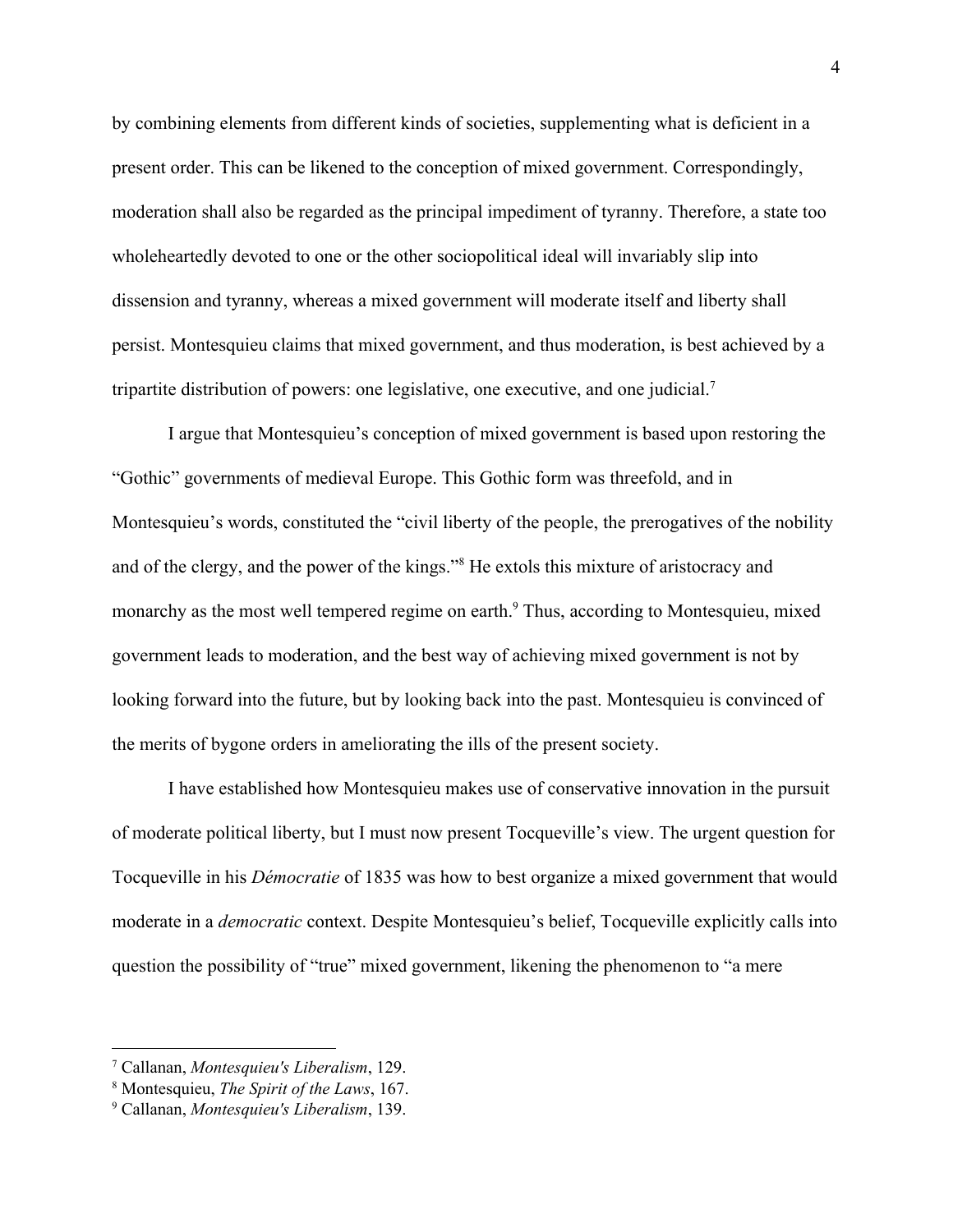by combining elements from different kinds of societies, supplementing what is deficient in a present order. This can be likened to the conception of mixed government. Correspondingly, moderation shall also be regarded as the principal impediment of tyranny. Therefore, a state too wholeheartedly devoted to one or the other sociopolitical ideal will invariably slip into dissension and tyranny, whereas a mixed government will moderate itself and liberty shall persist. Montesquieu claims that mixed government, and thus moderation, is best achieved by a tripartite distribution of powers: one legislative, one executive, and one judicial.[7]

I argue that Montesquieu's conception of mixed government is based upon restoring the "Gothic" governments of medieval Europe. This Gothic form was threefold, and in Montesquieu's words, constituted the "civil liberty of the people, the prerogatives of the nobility and of the clergy, and the power of the kings."[8] He extols this mixture of aristocracy and monarchy as the most well tempered regime on earth.[9] Thus, according to Montesquieu, mixed government leads to moderation, and the best way of achieving mixed government is not by looking forward into the future, but by looking back into the past. Montesquieu is convinced of the merits of bygone orders in ameliorating the ills of the present society.

I have established how Montesquieu makes use of conservative innovation in the pursuit of moderate political liberty, but I must now present Tocqueville's view. The urgent question for Tocqueville in his *Démocratie* of 1835 was how to best organize a mixed government that would moderate in a *democratic* context. Despite Montesquieu's belief, Tocqueville explicitly calls into question the possibility of "true" mixed government, likening the phenomenon to "a mere

---

[7] Callanan, *Montesquieu's Liberalism*, 129.
[8] Montesquieu, *The Spirit of the Laws*, 167.
[9] Callanan, *Montesquieu's Liberalism*, 139.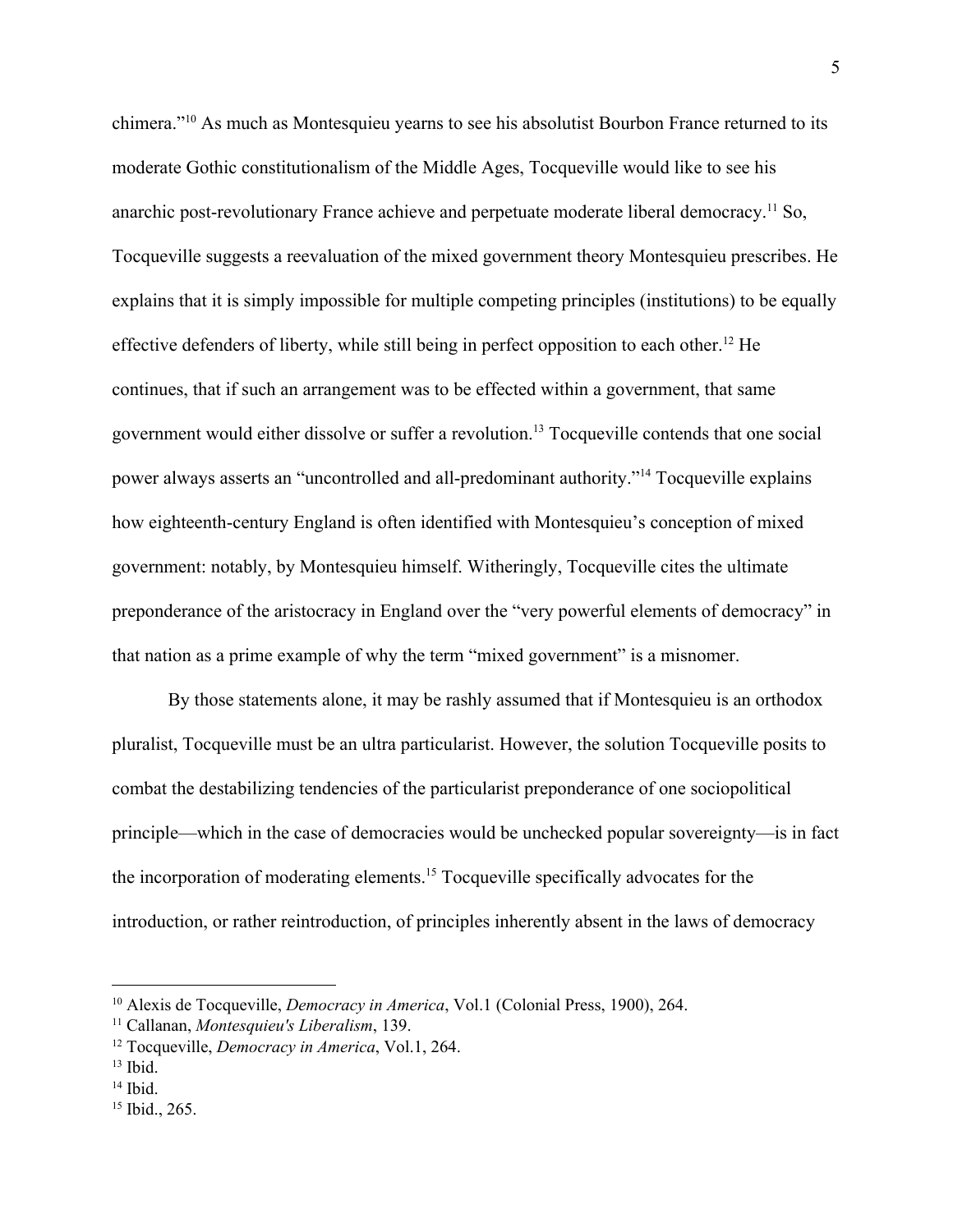chimera."[10] As much as Montesquieu yearns to see his absolutist Bourbon France returned to its moderate Gothic constitutionalism of the Middle Ages, Tocqueville would like to see his anarchic post-revolutionary France achieve and perpetuate moderate liberal democracy.[11] So, Tocqueville suggests a reevaluation of the mixed government theory Montesquieu prescribes. He explains that it is simply impossible for multiple competing principles (institutions) to be equally effective defenders of liberty, while still being in perfect opposition to each other.[12] He continues, that if such an arrangement was to be effected within a government, that same government would either dissolve or suffer a revolution.[13] Tocqueville contends that one social power always asserts an "uncontrolled and all-predominant authority."[14] Tocqueville explains how eighteenth-century England is often identified with Montesquieu's conception of mixed government: notably, by Montesquieu himself. Witheringly, Tocqueville cites the ultimate preponderance of the aristocracy in England over the "very powerful elements of democracy" in that nation as a prime example of why the term "mixed government" is a misnomer.

By those statements alone, it may be rashly assumed that if Montesquieu is an orthodox pluralist, Tocqueville must be an ultra particularist. However, the solution Tocqueville posits to combat the destabilizing tendencies of the particularist preponderance of one sociopolitical principle—which in the case of democracies would be unchecked popular sovereignty—is in fact the incorporation of moderating elements.[15] Tocqueville specifically advocates for the introduction, or rather reintroduction, of principles inherently absent in the laws of democracy

---

[10] Alexis de Tocqueville, *Democracy in America*, Vol.1 (Colonial Press, 1900), 264.

[11] Callanan, *Montesquieu's Liberalism*, 139.

[12] Tocqueville, *Democracy in America*, Vol.1, 264.

[13] Ibid.

[14] Ibid.

[15] Ibid., 265.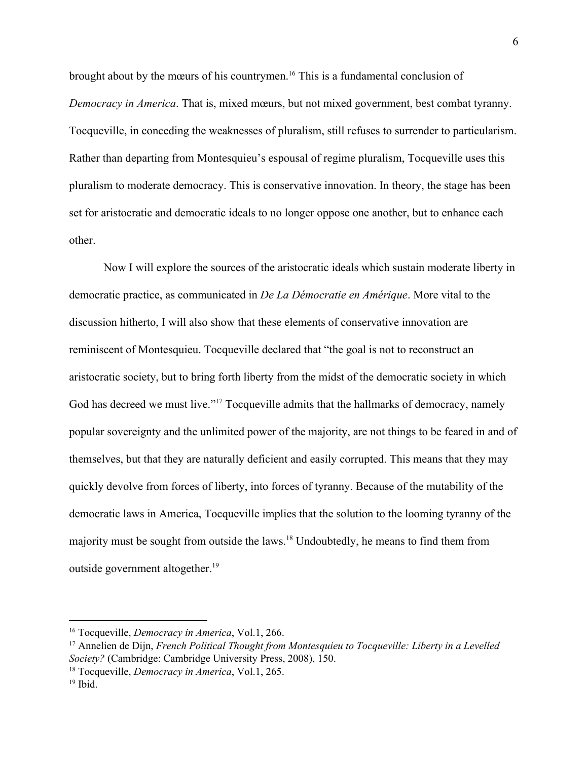brought about by the mœurs of his countrymen.[16] This is a fundamental conclusion of *Democracy in America*. That is, mixed mœurs, but not mixed government, best combat tyranny. Tocqueville, in conceding the weaknesses of pluralism, still refuses to surrender to particularism. Rather than departing from Montesquieu's espousal of regime pluralism, Tocqueville uses this pluralism to moderate democracy. This is conservative innovation. In theory, the stage has been set for aristocratic and democratic ideals to no longer oppose one another, but to enhance each other.

Now I will explore the sources of the aristocratic ideals which sustain moderate liberty in democratic practice, as communicated in *De La Démocratie en Amérique*. More vital to the discussion hitherto, I will also show that these elements of conservative innovation are reminiscent of Montesquieu. Tocqueville declared that "the goal is not to reconstruct an aristocratic society, but to bring forth liberty from the midst of the democratic society in which God has decreed we must live."[17] Tocqueville admits that the hallmarks of democracy, namely popular sovereignty and the unlimited power of the majority, are not things to be feared in and of themselves, but that they are naturally deficient and easily corrupted. This means that they may quickly devolve from forces of liberty, into forces of tyranny. Because of the mutability of the democratic laws in America, Tocqueville implies that the solution to the looming tyranny of the majority must be sought from outside the laws.[18] Undoubtedly, he means to find them from outside government altogether.[19]

---

[16] Tocqueville, *Democracy in America*, Vol.1, 266.

[17] Annelien de Dijn, *French Political Thought from Montesquieu to Tocqueville: Liberty in a Levelled Society?* (Cambridge: Cambridge University Press, 2008), 150.

[18] Tocqueville, *Democracy in America*, Vol.1, 265.

[19] Ibid.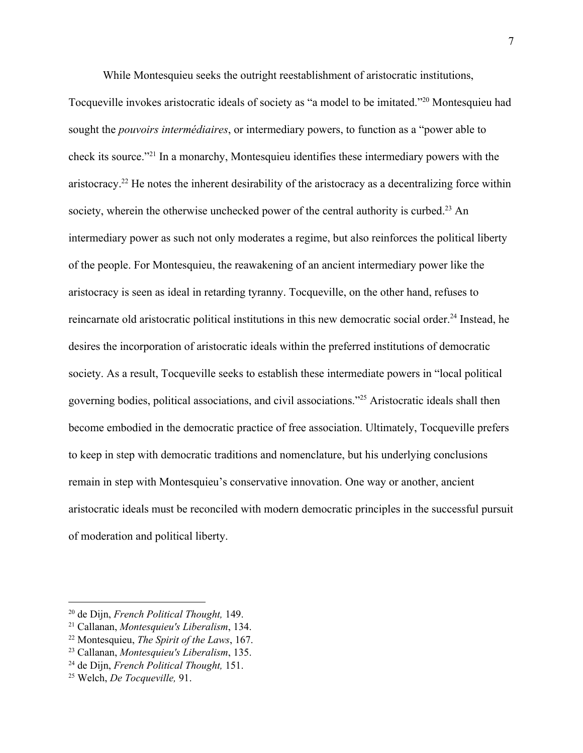While Montesquieu seeks the outright reestablishment of aristocratic institutions, Tocqueville invokes aristocratic ideals of society as "a model to be imitated."[20] Montesquieu had sought the *pouvoirs intermédiaires*, or intermediary powers, to function as a "power able to check its source."[21] In a monarchy, Montesquieu identifies these intermediary powers with the aristocracy.[22] He notes the inherent desirability of the aristocracy as a decentralizing force within society, wherein the otherwise unchecked power of the central authority is curbed.[23] An intermediary power as such not only moderates a regime, but also reinforces the political liberty of the people. For Montesquieu, the reawakening of an ancient intermediary power like the aristocracy is seen as ideal in retarding tyranny. Tocqueville, on the other hand, refuses to reincarnate old aristocratic political institutions in this new democratic social order.[24] Instead, he desires the incorporation of aristocratic ideals within the preferred institutions of democratic society. As a result, Tocqueville seeks to establish these intermediate powers in "local political governing bodies, political associations, and civil associations."[25] Aristocratic ideals shall then become embodied in the democratic practice of free association. Ultimately, Tocqueville prefers to keep in step with democratic traditions and nomenclature, but his underlying conclusions remain in step with Montesquieu's conservative innovation. One way or another, ancient aristocratic ideals must be reconciled with modern democratic principles in the successful pursuit of moderation and political liberty.

---

[20] de Dijn, *French Political Thought,* 149.
[21] Callanan, *Montesquieu's Liberalism*, 134.
[22] Montesquieu, *The Spirit of the Laws*, 167.
[23] Callanan, *Montesquieu's Liberalism*, 135.
[24] de Dijn, *French Political Thought,* 151.
[25] Welch, *De Tocqueville,* 91.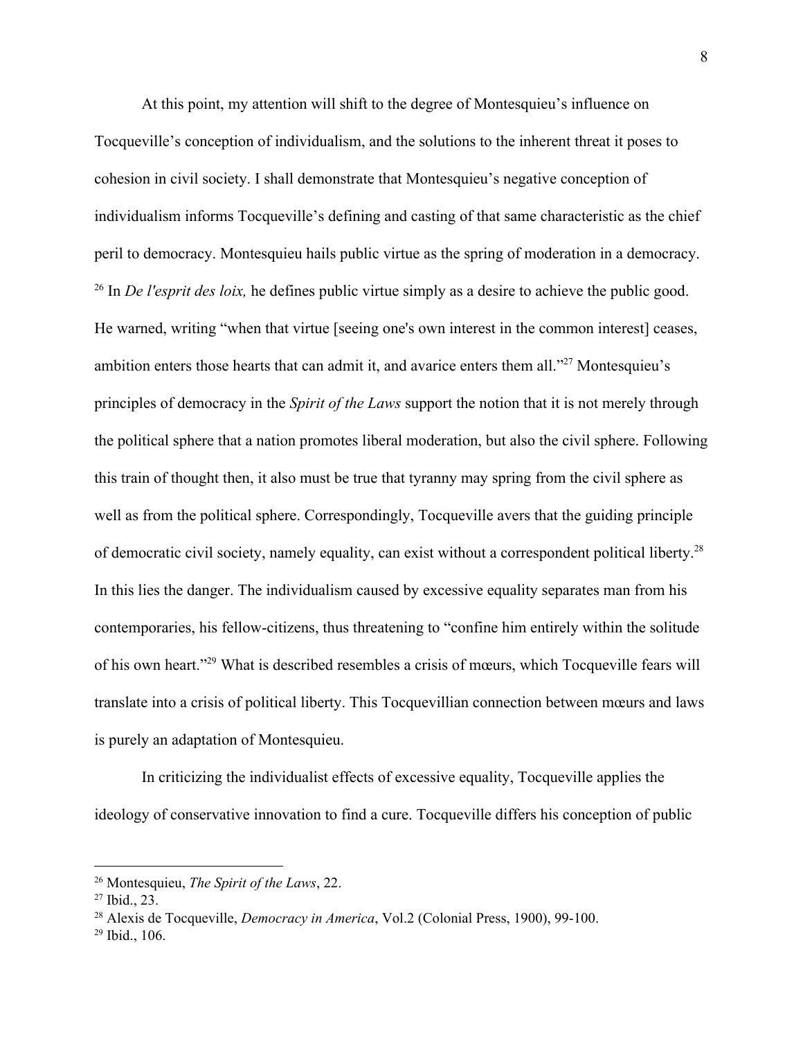At this point, my attention will shift to the degree of Montesquieu's influence on Tocqueville's conception of individualism, and the solutions to the inherent threat it poses to cohesion in civil society. I shall demonstrate that Montesquieu's negative conception of individualism informs Tocqueville's defining and casting of that same characteristic as the chief peril to democracy. Montesquieu hails public virtue as the spring of moderation in a democracy.[26] In *De l'esprit des loix,* he defines public virtue simply as a desire to achieve the public good. He warned, writing "when that virtue [seeing one's own interest in the common interest] ceases, ambition enters those hearts that can admit it, and avarice enters them all."[27] Montesquieu's principles of democracy in the *Spirit of the Laws* support the notion that it is not merely through the political sphere that a nation promotes liberal moderation, but also the civil sphere. Following this train of thought then, it also must be true that tyranny may spring from the civil sphere as well as from the political sphere. Correspondingly, Tocqueville avers that the guiding principle of democratic civil society, namely equality, can exist without a correspondent political liberty.[28] In this lies the danger. The individualism caused by excessive equality separates man from his contemporaries, his fellow-citizens, thus threatening to "confine him entirely within the solitude of his own heart."[29] What is described resembles a crisis of mœurs, which Tocqueville fears will translate into a crisis of political liberty. This Tocquevillian connection between mœurs and laws is purely an adaptation of Montesquieu.

In criticizing the individualist effects of excessive equality, Tocqueville applies the ideology of conservative innovation to find a cure. Tocqueville differs his conception of public

---

[26] Montesquieu, *The Spirit of the Laws*, 22.

[27] Ibid., 23.

[28] Alexis de Tocqueville, *Democracy in America*, Vol.2 (Colonial Press, 1900), 99-100.

[29] Ibid., 106.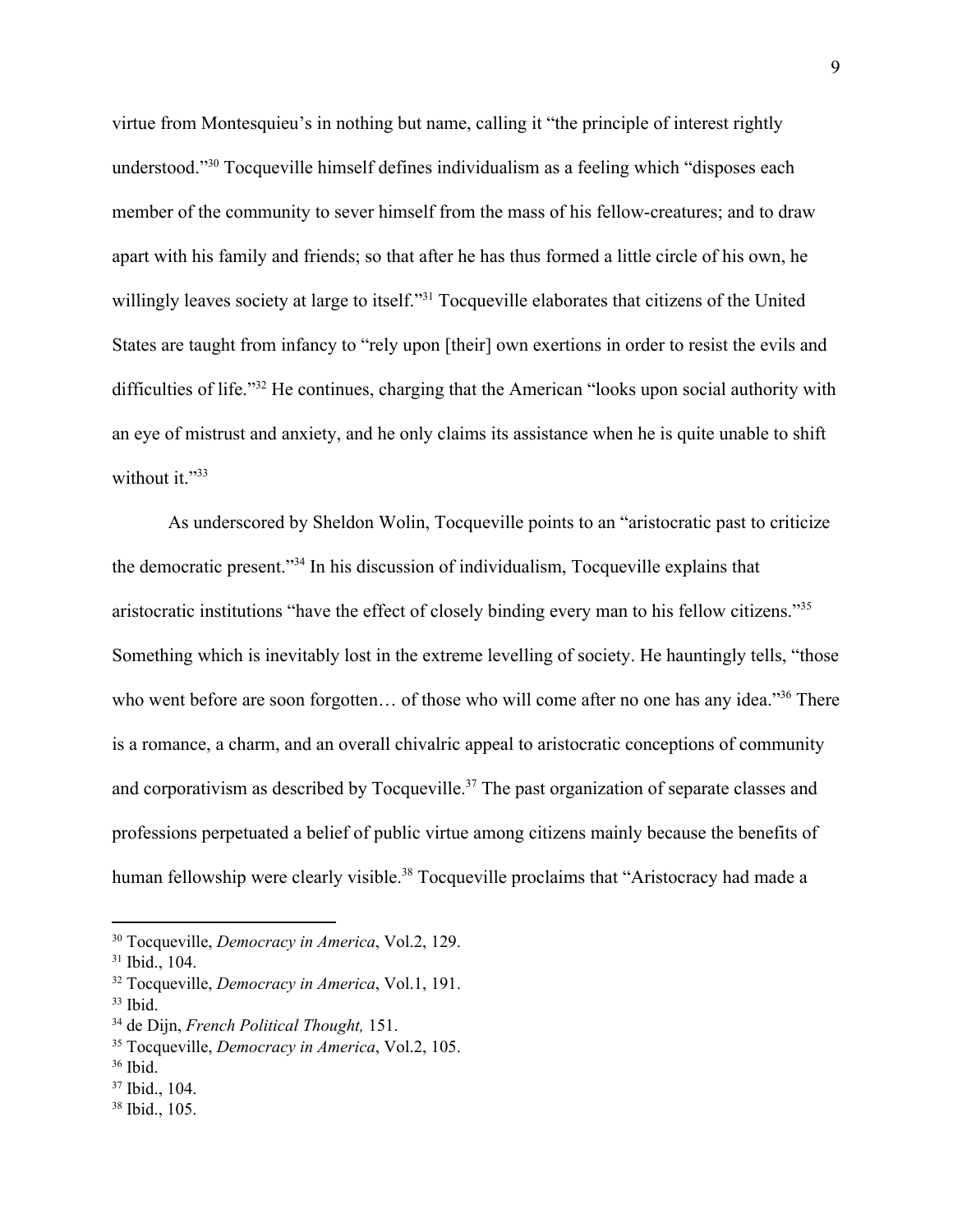virtue from Montesquieu's in nothing but name, calling it "the principle of interest rightly understood."[30] Tocqueville himself defines individualism as a feeling which "disposes each member of the community to sever himself from the mass of his fellow-creatures; and to draw apart with his family and friends; so that after he has thus formed a little circle of his own, he willingly leaves society at large to itself."[31] Tocqueville elaborates that citizens of the United States are taught from infancy to "rely upon [their] own exertions in order to resist the evils and difficulties of life."[32] He continues, charging that the American "looks upon social authority with an eye of mistrust and anxiety, and he only claims its assistance when he is quite unable to shift without it."[33]

As underscored by Sheldon Wolin, Tocqueville points to an "aristocratic past to criticize the democratic present."[34] In his discussion of individualism, Tocqueville explains that aristocratic institutions "have the effect of closely binding every man to his fellow citizens."[35] Something which is inevitably lost in the extreme levelling of society. He hauntingly tells, "those who went before are soon forgotten… of those who will come after no one has any idea."[36] There is a romance, a charm, and an overall chivalric appeal to aristocratic conceptions of community and corporativism as described by Tocqueville.[37] The past organization of separate classes and professions perpetuated a belief of public virtue among citizens mainly because the benefits of human fellowship were clearly visible.[38] Tocqueville proclaims that "Aristocracy had made a

---

[30] Tocqueville, *Democracy in America*, Vol.2, 129.
[31] Ibid., 104.
[32] Tocqueville, *Democracy in America*, Vol.1, 191.
[33] Ibid.
[34] de Dijn, *French Political Thought,* 151.
[35] Tocqueville, *Democracy in America*, Vol.2, 105.
[36] Ibid.
[37] Ibid., 104.
[38] Ibid., 105.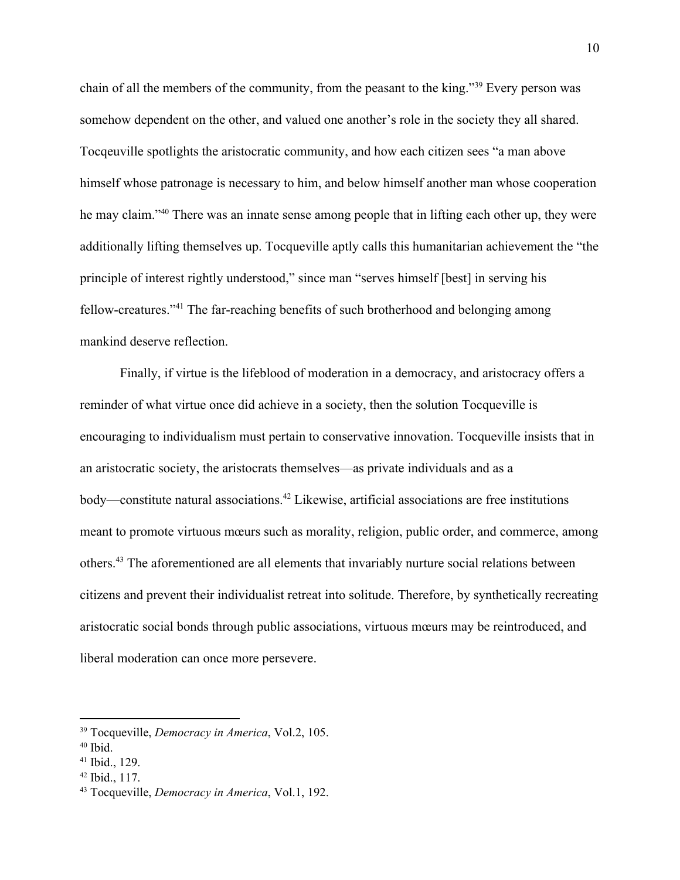chain of all the members of the community, from the peasant to the king."[39] Every person was somehow dependent on the other, and valued one another's role in the society they all shared. Tocqeuville spotlights the aristocratic community, and how each citizen sees "a man above himself whose patronage is necessary to him, and below himself another man whose cooperation he may claim."[40] There was an innate sense among people that in lifting each other up, they were additionally lifting themselves up. Tocqueville aptly calls this humanitarian achievement the "the principle of interest rightly understood," since man "serves himself [best] in serving his fellow-creatures."[41] The far-reaching benefits of such brotherhood and belonging among mankind deserve reflection.

Finally, if virtue is the lifeblood of moderation in a democracy, and aristocracy offers a reminder of what virtue once did achieve in a society, then the solution Tocqueville is encouraging to individualism must pertain to conservative innovation. Tocqueville insists that in an aristocratic society, the aristocrats themselves—as private individuals and as a body—constitute natural associations.[42] Likewise, artificial associations are free institutions meant to promote virtuous mœurs such as morality, religion, public order, and commerce, among others.[43] The aforementioned are all elements that invariably nurture social relations between citizens and prevent their individualist retreat into solitude. Therefore, by synthetically recreating aristocratic social bonds through public associations, virtuous mœurs may be reintroduced, and liberal moderation can once more persevere.

---

[39] Tocqueville, *Democracy in America*, Vol.2, 105.

[40] Ibid.

[41] Ibid., 129.

[42] Ibid., 117.

[43] Tocqueville, *Democracy in America*, Vol.1, 192.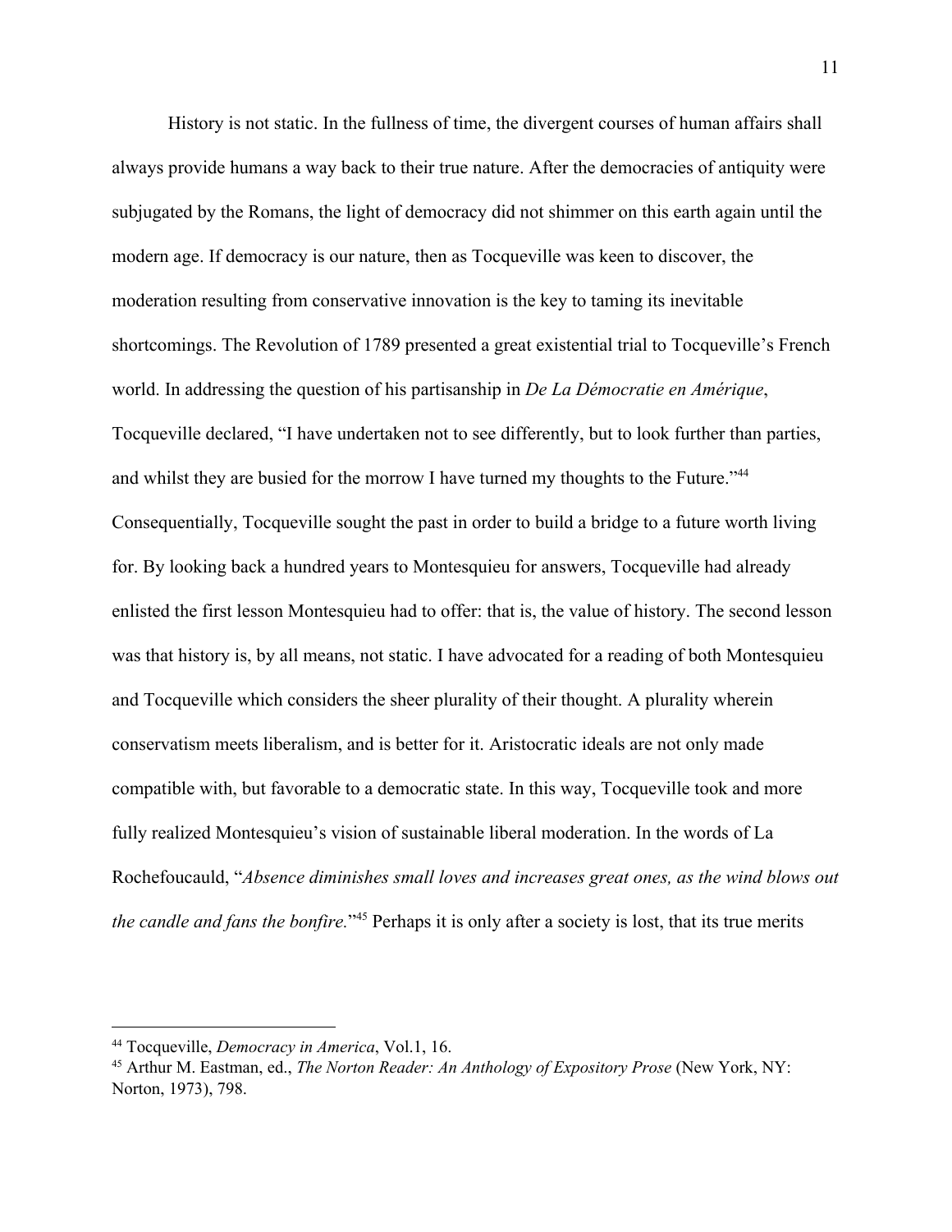History is not static. In the fullness of time, the divergent courses of human affairs shall always provide humans a way back to their true nature. After the democracies of antiquity were subjugated by the Romans, the light of democracy did not shimmer on this earth again until the modern age. If democracy is our nature, then as Tocqueville was keen to discover, the moderation resulting from conservative innovation is the key to taming its inevitable shortcomings. The Revolution of 1789 presented a great existential trial to Tocqueville's French world. In addressing the question of his partisanship in *De La Démocratie en Amérique*, Tocqueville declared, "I have undertaken not to see differently, but to look further than parties, and whilst they are busied for the morrow I have turned my thoughts to the Future."[44] Consequentially, Tocqueville sought the past in order to build a bridge to a future worth living for. By looking back a hundred years to Montesquieu for answers, Tocqueville had already enlisted the first lesson Montesquieu had to offer: that is, the value of history. The second lesson was that history is, by all means, not static. I have advocated for a reading of both Montesquieu and Tocqueville which considers the sheer plurality of their thought. A plurality wherein conservatism meets liberalism, and is better for it. Aristocratic ideals are not only made compatible with, but favorable to a democratic state. In this way, Tocqueville took and more fully realized Montesquieu's vision of sustainable liberal moderation. In the words of La Rochefoucauld, "*Absence diminishes small loves and increases great ones, as the wind blows out the candle and fans the bonfire.*"[45] Perhaps it is only after a society is lost, that its true merits

---

[44] Tocqueville, *Democracy in America*, Vol.1, 16.

[45] Arthur M. Eastman, ed., *The Norton Reader: An Anthology of Expository Prose* (New York, NY: Norton, 1973), 798.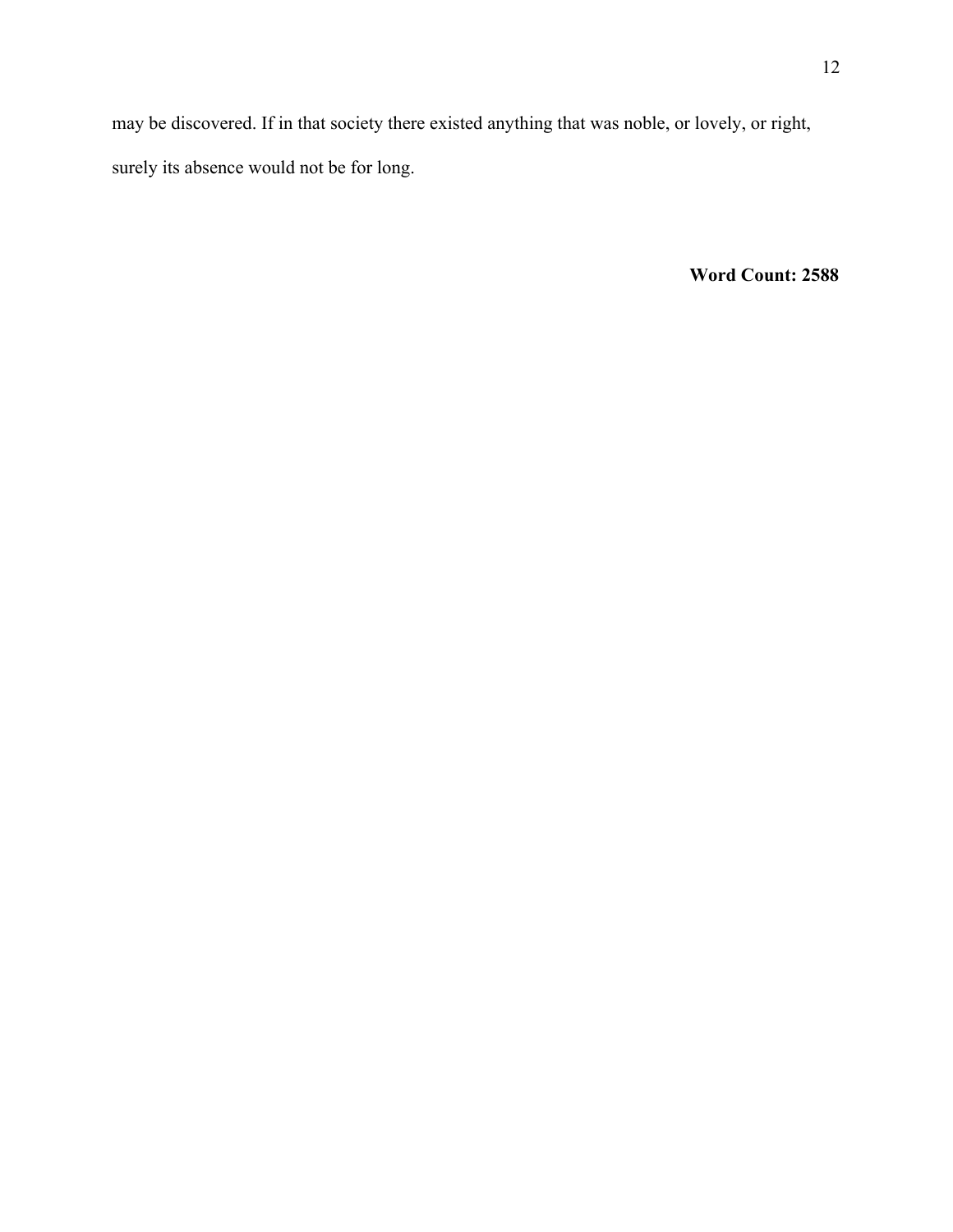may be discovered. If in that society there existed anything that was noble, or lovely, or right, surely its absence would not be for long.

**Word Count: 2588**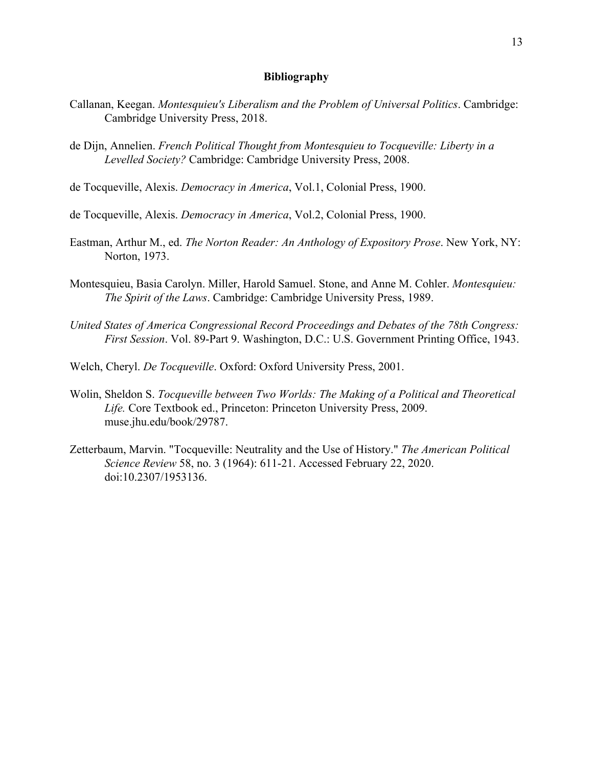## Bibliography

Callanan, Keegan. *Montesquieu's Liberalism and the Problem of Universal Politics*. Cambridge: Cambridge University Press, 2018.

de Dijn, Annelien. *French Political Thought from Montesquieu to Tocqueville: Liberty in a Levelled Society?* Cambridge: Cambridge University Press, 2008.

de Tocqueville, Alexis. *Democracy in America*, Vol.1, Colonial Press, 1900.

de Tocqueville, Alexis. *Democracy in America*, Vol.2, Colonial Press, 1900.

Eastman, Arthur M., ed. *The Norton Reader: An Anthology of Expository Prose*. New York, NY: Norton, 1973.

Montesquieu, Basia Carolyn. Miller, Harold Samuel. Stone, and Anne M. Cohler. *Montesquieu: The Spirit of the Laws*. Cambridge: Cambridge University Press, 1989.

*United States of America Congressional Record Proceedings and Debates of the 78th Congress: First Session*. Vol. 89-Part 9. Washington, D.C.: U.S. Government Printing Office, 1943.

Welch, Cheryl. *De Tocqueville*. Oxford: Oxford University Press, 2001.

Wolin, Sheldon S. *Tocqueville between Two Worlds: The Making of a Political and Theoretical Life.* Core Textbook ed., Princeton: Princeton University Press, 2009. muse.jhu.edu/book/29787.

Zetterbaum, Marvin. "Tocqueville: Neutrality and the Use of History." *The American Political Science Review* 58, no. 3 (1964): 611-21. Accessed February 22, 2020. doi:10.2307/1953136.